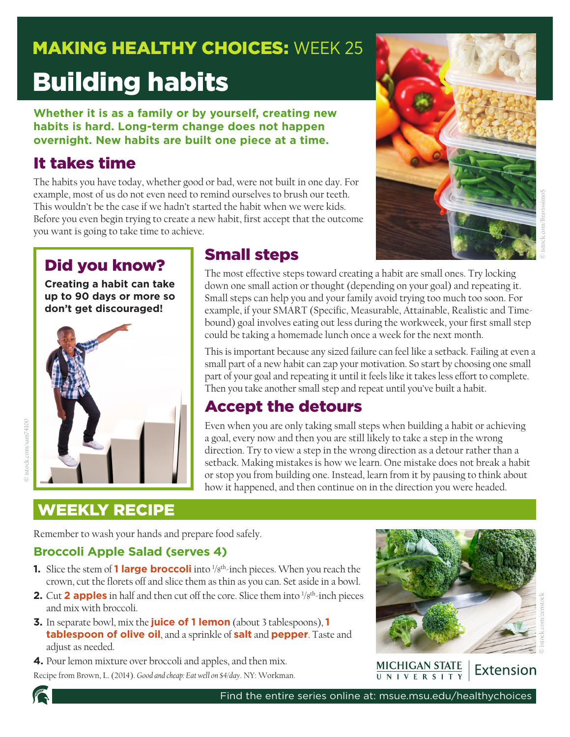# MAKING HEALTHY CHOICES: WEEK 25

# Building habits

**Whether it is as a family or by yourself, creating new habits is hard. Long-term change does not happen overnight. New habits are built one piece at a time.**

## It takes time

The habits you have today, whether good or bad, were not built in one day. For example, most of us do not even need to remind ourselves to brush our teeth. This wouldn't be the case if we hadn't started the habit when we were kids. Before you even begin trying to create a new habit, first accept that the outcome you want is going to take time to achieve.

## Did you know?

**Creating a habit can take up to 90 days or more so don't get discouraged!**

## Small steps

The most effective steps toward creating a habit are small ones. Try locking down one small action or thought (depending on your goal) and repeating it. Small steps can help you and your family avoid trying too much too soon. For example, if your SMART (Specific, Measurable, Attainable, Realistic and Time-bound) goal involves eating out less during the workweek, your first small step could be taking a homemade lunch once a week for the next month.

This is important because any sized failure can feel like a setback. Failing at even a small part of a new habit can zap your motivation. So start by choosing one small part of your goal and repeating it until it feels like it takes less effort to complete. Then you take another small step and repeat until you've built a habit.

## Accept the detours

Even when you are only taking small steps when building a habit or achieving a goal, every now and then you are still likely to take a step in the wrong direction. Try to view a step in the wrong direction as a detour rather than a setback. Making mistakes is how we learn. One mistake does not break a habit or stop you from building one. Instead, learn from it by pausing to think about how it happened, and then continue on in the direction you were headed.

## WEEKLY RECIPE

Remember to wash your hands and prepare food safely.

### Broccoli Apple Salad (serves 4)

1. Slice the stem of **1 large broccoli** into 1/8th-inch pieces. When you reach the crown, cut the florets off and slice them as thin as you can. Set aside in a bowl.
2. Cut **2 apples** in half and then cut off the core. Slice them into 1/8th-inch pieces and mix with broccoli.
3. In separate bowl, mix the **juice of 1 lemon** (about 3 tablespoons), **1 tablespoon of olive oil**, and a sprinkle of **salt** and **pepper**. Taste and adjust as needed.
4. Pour lemon mixture over broccoli and apples, and then mix.

Recipe from Brown, L. (2014). *Good and cheap: Eat well on $4/day*. NY: Workman.

MICHIGAN STATE UNIVERSITY | Extension

Find the entire series online at: msue.msu.edu/healthychoices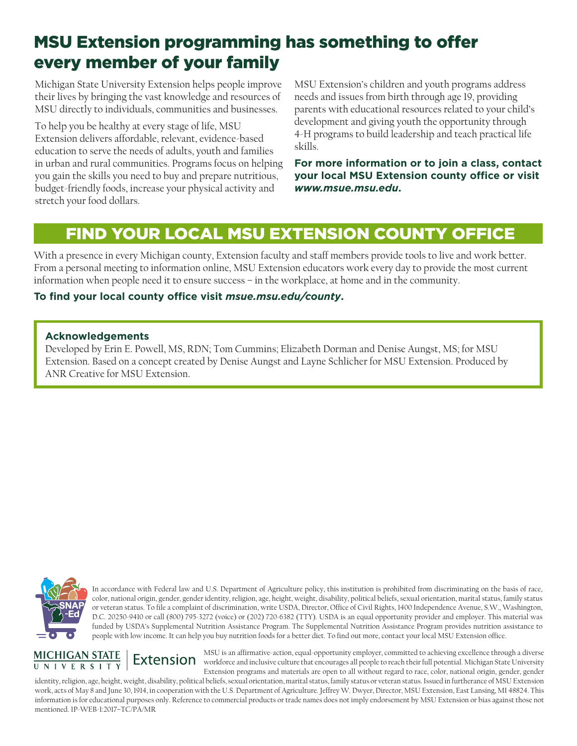## MSU Extension programming has something to offer every member of your family

Michigan State University Extension helps people improve their lives by bringing the vast knowledge and resources of MSU directly to individuals, communities and businesses.

To help you be healthy at every stage of life, MSU Extension delivers affordable, relevant, evidence-based education to serve the needs of adults, youth and families in urban and rural communities. Programs focus on helping you gain the skills you need to buy and prepare nutritious, budget-friendly foods, increase your physical activity and stretch your food dollars.

MSU Extension's children and youth programs address needs and issues from birth through age 19, providing parents with educational resources related to your child's development and giving youth the opportunity through 4-H programs to build leadership and teach practical life skills.

**For more information or to join a class, contact your local MSU Extension county office or visit *www.msue.msu.edu*.**

## FIND YOUR LOCAL MSU EXTENSION COUNTY OFFICE

With a presence in every Michigan county, Extension faculty and staff members provide tools to live and work better. From a personal meeting to information online, MSU Extension educators work every day to provide the most current information when people need it to ensure success – in the workplace, at home and in the community.

**To find your local county office visit *msue.msu.edu/county*.**

**Acknowledgements**

Developed by Erin E. Powell, MS, RDN; Tom Cummins; Elizabeth Dorman and Denise Aungst, MS; for MSU Extension. Based on a concept created by Denise Aungst and Layne Schlicher for MSU Extension. Produced by ANR Creative for MSU Extension.

In accordance with Federal law and U.S. Department of Agriculture policy, this institution is prohibited from discriminating on the basis of race, color, national origin, gender, gender identity, religion, age, height, weight, disability, political beliefs, sexual orientation, marital status, family status or veteran status. To file a complaint of discrimination, write USDA, Director, Office of Civil Rights, 1400 Independence Avenue, S.W., Washington, D.C. 20250-9410 or call (800) 795-3272 (voice) or (202) 720-6382 (TTY). USDA is an equal opportunity provider and employer. This material was funded by USDA's Supplemental Nutrition Assistance Program. The Supplemental Nutrition Assistance Program provides nutrition assistance to people with low income. It can help you buy nutrition foods for a better diet. To find out more, contact your local MSU Extension office.

MSU is an affirmative-action, equal-opportunity employer, committed to achieving excellence through a diverse workforce and inclusive culture that encourages all people to reach their full potential. Michigan State University Extension programs and materials are open to all without regard to race, color, national origin, gender, gender identity, religion, age, height, weight, disability, political beliefs, sexual orientation, marital status, family status or veteran status. Issued in furtherance of MSU Extension work, acts of May 8 and June 30, 1914, in cooperation with the U.S. Department of Agriculture. Jeffrey W. Dwyer, Director, MSU Extension, East Lansing, MI 48824. This information is for educational purposes only. Reference to commercial products or trade names does not imply endorsement by MSU Extension or bias against those not mentioned. 1P-WEB-1:2017–TC/PA/MR